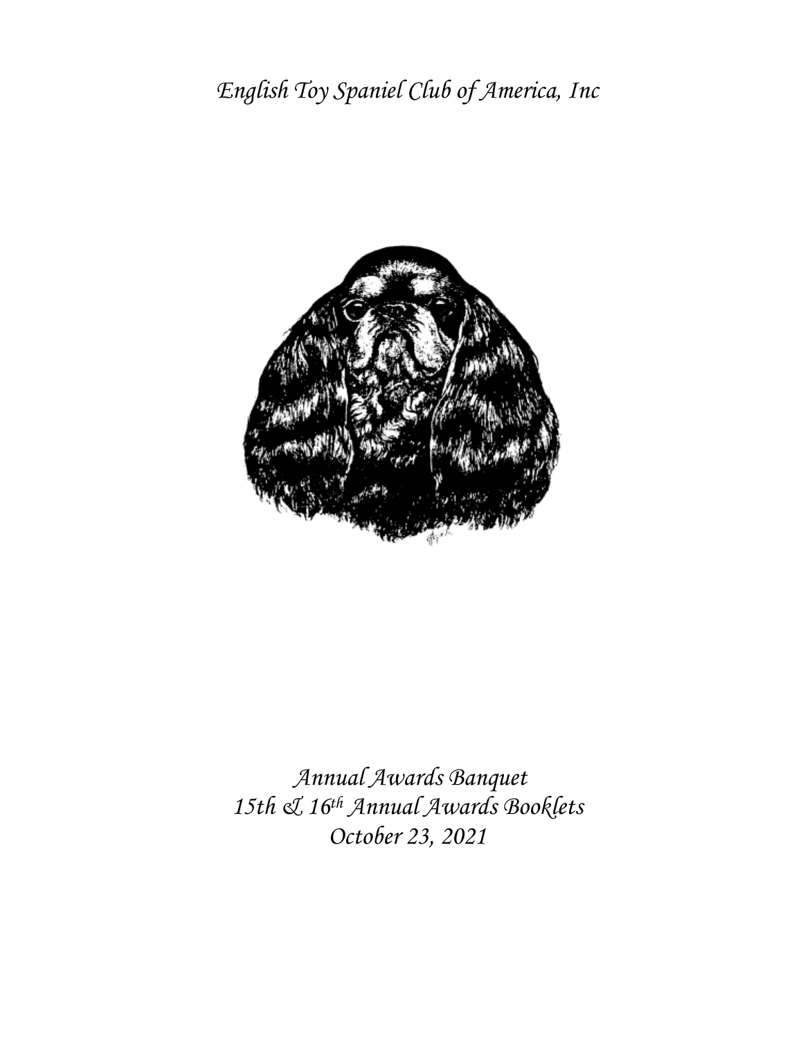# English Toy Spaniel Club of America, Inc

*Annual Awards Banquet*

*15th & 16th Annual Awards Booklets*

*October 23, 2021*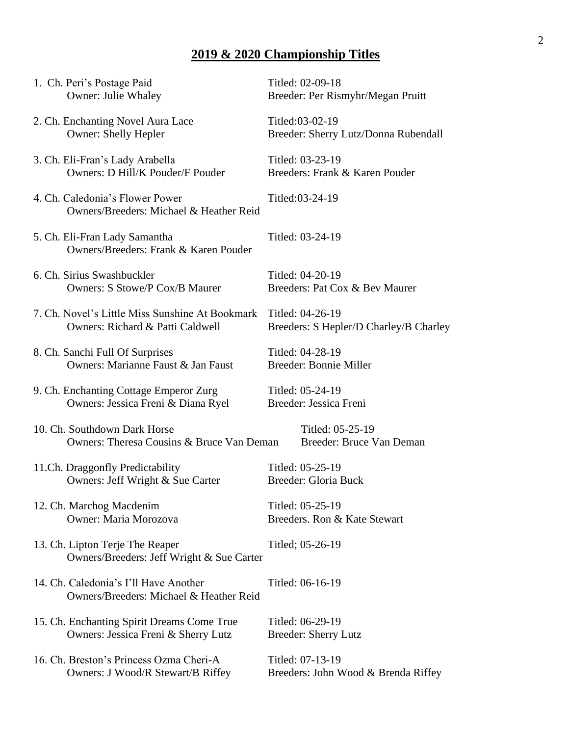## 2019 & 2020 Championship Titles

1. Ch. Peri's Postage Paid — Titled: 02-09-18
   Owner: Julie Whaley — Breeder: Per Rismyhr/Megan Pruitt

2. Ch. Enchanting Novel Aura Lace — Titled:03-02-19
   Owner: Shelly Hepler — Breeder: Sherry Lutz/Donna Rubendall

3. Ch. Eli-Fran's Lady Arabella — Titled: 03-23-19
   Owners: D Hill/K Pouder/F Pouder — Breeders: Frank & Karen Pouder

4. Ch. Caledonia's Flower Power — Titled:03-24-19
   Owners/Breeders: Michael & Heather Reid

5. Ch. Eli-Fran Lady Samantha — Titled: 03-24-19
   Owners/Breeders: Frank & Karen Pouder

6. Ch. Sirius Swashbuckler — Titled: 04-20-19
   Owners: S Stowe/P Cox/B Maurer — Breeders: Pat Cox & Bev Maurer

7. Ch. Novel's Little Miss Sunshine At Bookmark — Titled: 04-26-19
   Owners: Richard & Patti Caldwell — Breeders: S Hepler/D Charley/B Charley

8. Ch. Sanchi Full Of Surprises — Titled: 04-28-19
   Owners: Marianne Faust & Jan Faust — Breeder: Bonnie Miller

9. Ch. Enchanting Cottage Emperor Zurg — Titled: 05-24-19
   Owners: Jessica Freni & Diana Ryel — Breeder: Jessica Freni

10. Ch. Southdown Dark Horse — Titled: 05-25-19
    Owners: Theresa Cousins & Bruce Van Deman — Breeder: Bruce Van Deman

11. Ch. Draggonfly Predictability — Titled: 05-25-19
    Owners: Jeff Wright & Sue Carter — Breeder: Gloria Buck

12. Ch. Marchog Macdenim — Titled: 05-25-19
    Owner: Maria Morozova — Breeders. Ron & Kate Stewart

13. Ch. Lipton Terje The Reaper — Titled; 05-26-19
    Owners/Breeders: Jeff Wright & Sue Carter

14. Ch. Caledonia's I'll Have Another — Titled: 06-16-19
    Owners/Breeders: Michael & Heather Reid

15. Ch. Enchanting Spirit Dreams Come True — Titled: 06-29-19
    Owners: Jessica Freni & Sherry Lutz — Breeder: Sherry Lutz

16. Ch. Breston's Princess Ozma Cheri-A — Titled: 07-13-19
    Owners: J Wood/R Stewart/B Riffey — Breeders: John Wood & Brenda Riffey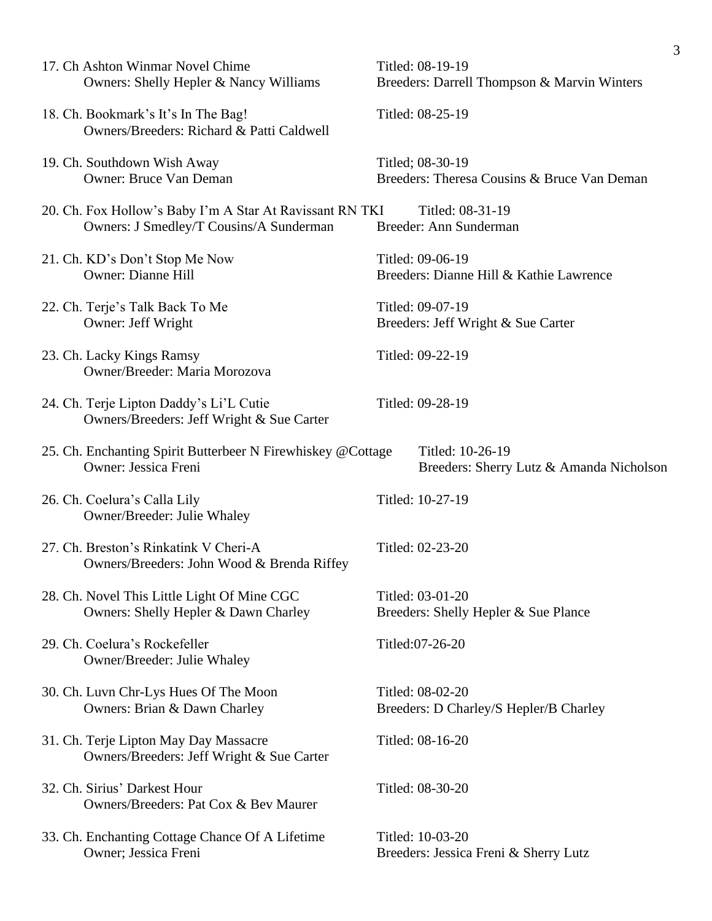17. Ch Ashton Winmar Novel Chime — Titled: 08-19-19
    Owners: Shelly Hepler & Nancy Williams — Breeders: Darrell Thompson & Marvin Winters

18. Ch. Bookmark's It's In The Bag! — Titled: 08-25-19
    Owners/Breeders: Richard & Patti Caldwell

19. Ch. Southdown Wish Away — Titled; 08-30-19
    Owner: Bruce Van Deman — Breeders: Theresa Cousins & Bruce Van Deman

20. Ch. Fox Hollow's Baby I'm A Star At Ravissant RN TKI — Titled: 08-31-19
    Owners: J Smedley/T Cousins/A Sunderman — Breeder: Ann Sunderman

21. Ch. KD's Don't Stop Me Now — Titled: 09-06-19
    Owner: Dianne Hill — Breeders: Dianne Hill & Kathie Lawrence

22. Ch. Terje's Talk Back To Me — Titled: 09-07-19
    Owner: Jeff Wright — Breeders: Jeff Wright & Sue Carter

23. Ch. Lacky Kings Ramsy — Titled: 09-22-19
    Owner/Breeder: Maria Morozova

24. Ch. Terje Lipton Daddy's Li'L Cutie — Titled: 09-28-19
    Owners/Breeders: Jeff Wright & Sue Carter

25. Ch. Enchanting Spirit Butterbeer N Firewhiskey @Cottage — Titled: 10-26-19
    Owner: Jessica Freni — Breeders: Sherry Lutz & Amanda Nicholson

26. Ch. Coelura's Calla Lily — Titled: 10-27-19
    Owner/Breeder: Julie Whaley

27. Ch. Breston's Rinkatink V Cheri-A — Titled: 02-23-20
    Owners/Breeders: John Wood & Brenda Riffey

28. Ch. Novel This Little Light Of Mine CGC — Titled: 03-01-20
    Owners: Shelly Hepler & Dawn Charley — Breeders: Shelly Hepler & Sue Plance

29. Ch. Coelura's Rockefeller — Titled:07-26-20
    Owner/Breeder: Julie Whaley

30. Ch. Luvn Chr-Lys Hues Of The Moon — Titled: 08-02-20
    Owners: Brian & Dawn Charley — Breeders: D Charley/S Hepler/B Charley

31. Ch. Terje Lipton May Day Massacre — Titled: 08-16-20
    Owners/Breeders: Jeff Wright & Sue Carter

32. Ch. Sirius' Darkest Hour — Titled: 08-30-20
    Owners/Breeders: Pat Cox & Bev Maurer

33. Ch. Enchanting Cottage Chance Of A Lifetime — Titled: 10-03-20
    Owner; Jessica Freni — Breeders: Jessica Freni & Sherry Lutz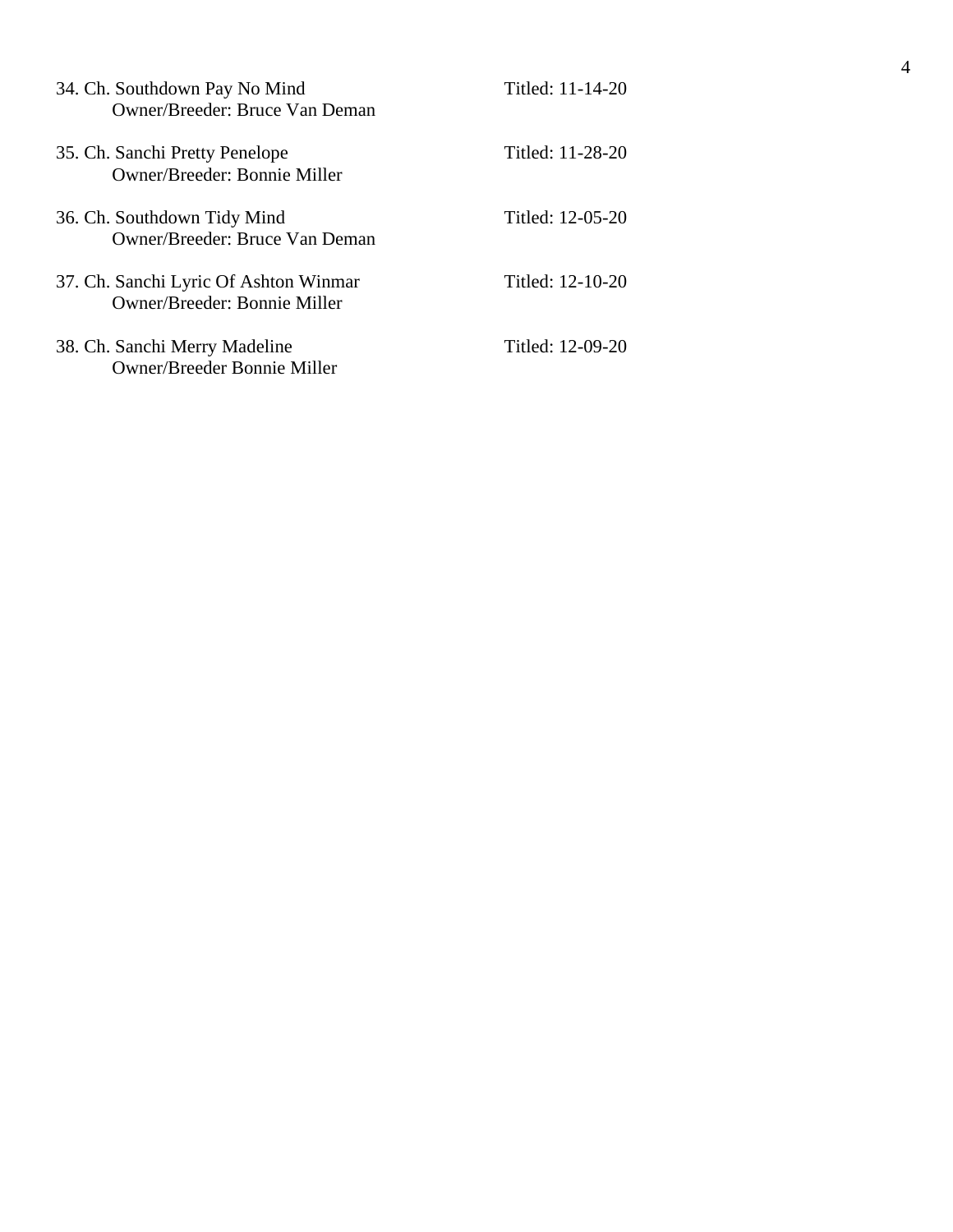34. Ch. Southdown Pay No Mind — Titled: 11-14-20
    Owner/Breeder: Bruce Van Deman

35. Ch. Sanchi Pretty Penelope — Titled: 11-28-20
    Owner/Breeder: Bonnie Miller

36. Ch. Southdown Tidy Mind — Titled: 12-05-20
    Owner/Breeder: Bruce Van Deman

37. Ch. Sanchi Lyric Of Ashton Winmar — Titled: 12-10-20
    Owner/Breeder: Bonnie Miller

38. Ch. Sanchi Merry Madeline — Titled: 12-09-20
    Owner/Breeder Bonnie Miller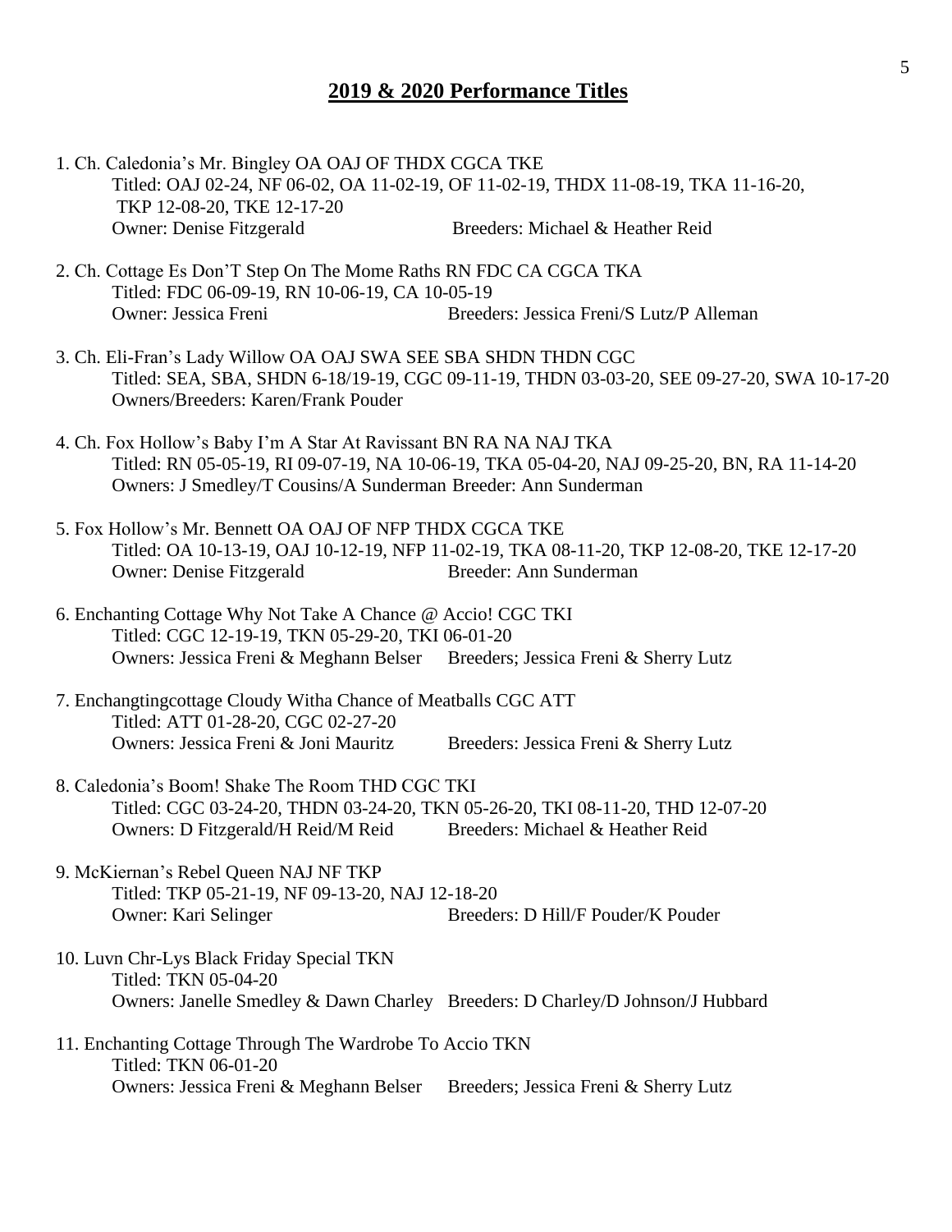## 2019 & 2020 Performance Titles

1. Ch. Caledonia's Mr. Bingley OA OAJ OF THDX CGCA TKE
   Titled: OAJ 02-24, NF 06-02, OA 11-02-19, OF 11-02-19, THDX 11-08-19, TKA 11-16-20, TKP 12-08-20, TKE 12-17-20
   Owner: Denise Fitzgerald Breeders: Michael & Heather Reid

2. Ch. Cottage Es Don'T Step On The Mome Raths RN FDC CA CGCA TKA
   Titled: FDC 06-09-19, RN 10-06-19, CA 10-05-19
   Owner: Jessica Freni Breeders: Jessica Freni/S Lutz/P Alleman

3. Ch. Eli-Fran's Lady Willow OA OAJ SWA SEE SBA SHDN THDN CGC
   Titled: SEA, SBA, SHDN 6-18/19-19, CGC 09-11-19, THDN 03-03-20, SEE 09-27-20, SWA 10-17-20
   Owners/Breeders: Karen/Frank Pouder

4. Ch. Fox Hollow's Baby I'm A Star At Ravissant BN RA NA NAJ TKA
   Titled: RN 05-05-19, RI 09-07-19, NA 10-06-19, TKA 05-04-20, NAJ 09-25-20, BN, RA 11-14-20
   Owners: J Smedley/T Cousins/A Sunderman Breeder: Ann Sunderman

5. Fox Hollow's Mr. Bennett OA OAJ OF NFP THDX CGCA TKE
   Titled: OA 10-13-19, OAJ 10-12-19, NFP 11-02-19, TKA 08-11-20, TKP 12-08-20, TKE 12-17-20
   Owner: Denise Fitzgerald Breeder: Ann Sunderman

6. Enchanting Cottage Why Not Take A Chance @ Accio! CGC TKI
   Titled: CGC 12-19-19, TKN 05-29-20, TKI 06-01-20
   Owners: Jessica Freni & Meghann Belser Breeders; Jessica Freni & Sherry Lutz

7. Enchangtingcottage Cloudy Witha Chance of Meatballs CGC ATT
   Titled: ATT 01-28-20, CGC 02-27-20
   Owners: Jessica Freni & Joni Mauritz Breeders: Jessica Freni & Sherry Lutz

8. Caledonia's Boom! Shake The Room THD CGC TKI
   Titled: CGC 03-24-20, THDN 03-24-20, TKN 05-26-20, TKI 08-11-20, THD 12-07-20
   Owners: D Fitzgerald/H Reid/M Reid Breeders: Michael & Heather Reid

9. McKiernan's Rebel Queen NAJ NF TKP
   Titled: TKP 05-21-19, NF 09-13-20, NAJ 12-18-20
   Owner: Kari Selinger Breeders: D Hill/F Pouder/K Pouder

10. Luvn Chr-Lys Black Friday Special TKN
    Titled: TKN 05-04-20
    Owners: Janelle Smedley & Dawn Charley Breeders: D Charley/D Johnson/J Hubbard

11. Enchanting Cottage Through The Wardrobe To Accio TKN
    Titled: TKN 06-01-20
    Owners: Jessica Freni & Meghann Belser Breeders; Jessica Freni & Sherry Lutz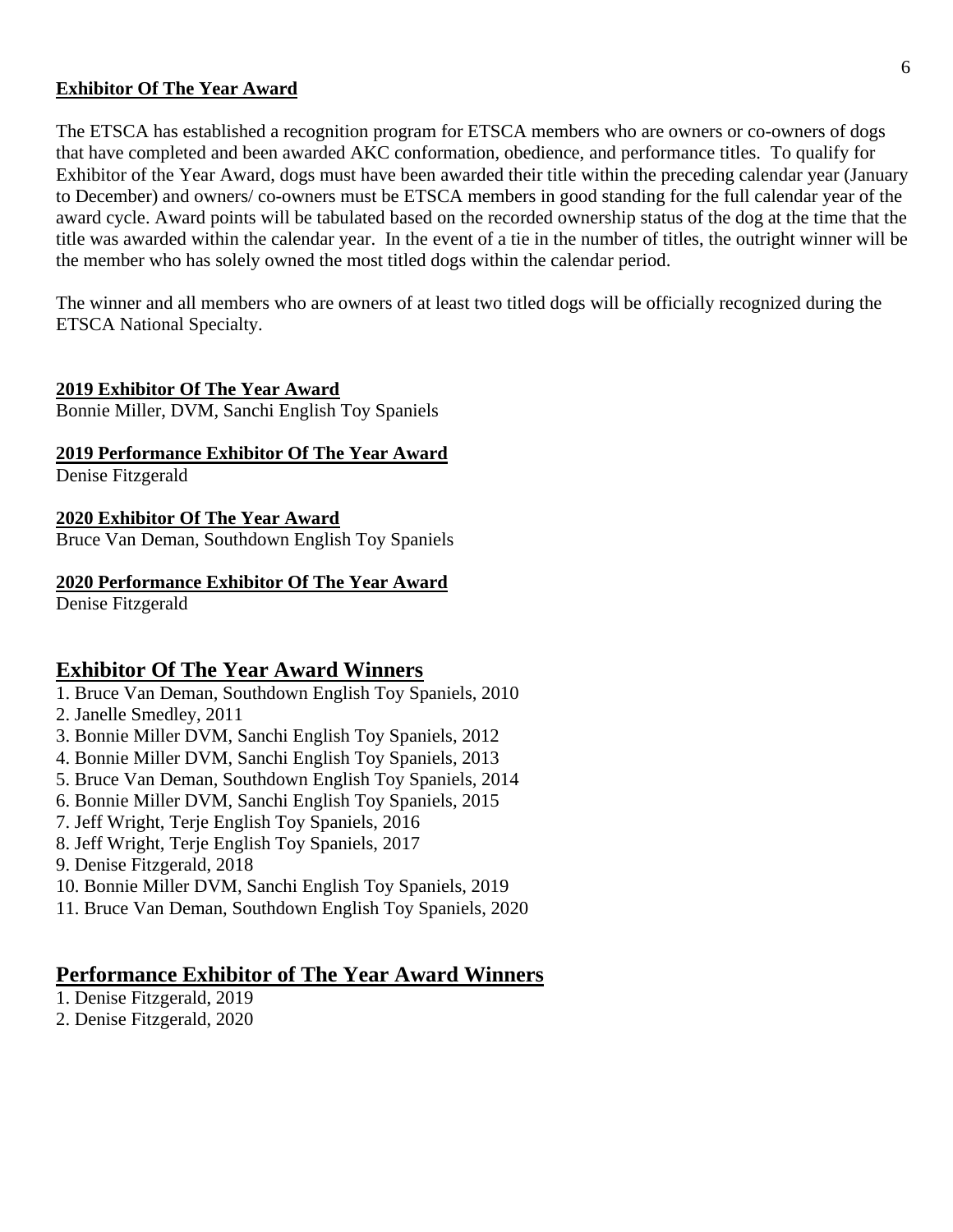**Exhibitor Of The Year Award**

The ETSCA has established a recognition program for ETSCA members who are owners or co-owners of dogs that have completed and been awarded AKC conformation, obedience, and performance titles. To qualify for Exhibitor of the Year Award, dogs must have been awarded their title within the preceding calendar year (January to December) and owners/ co-owners must be ETSCA members in good standing for the full calendar year of the award cycle. Award points will be tabulated based on the recorded ownership status of the dog at the time that the title was awarded within the calendar year. In the event of a tie in the number of titles, the outright winner will be the member who has solely owned the most titled dogs within the calendar period.

The winner and all members who are owners of at least two titled dogs will be officially recognized during the ETSCA National Specialty.

**2019 Exhibitor Of The Year Award**
Bonnie Miller, DVM, Sanchi English Toy Spaniels

**2019 Performance Exhibitor Of The Year Award**
Denise Fitzgerald

**2020 Exhibitor Of The Year Award**
Bruce Van Deman, Southdown English Toy Spaniels

**2020 Performance Exhibitor Of The Year Award**
Denise Fitzgerald

## Exhibitor Of The Year Award Winners

1. Bruce Van Deman, Southdown English Toy Spaniels, 2010
2. Janelle Smedley, 2011
3. Bonnie Miller DVM, Sanchi English Toy Spaniels, 2012
4. Bonnie Miller DVM, Sanchi English Toy Spaniels, 2013
5. Bruce Van Deman, Southdown English Toy Spaniels, 2014
6. Bonnie Miller DVM, Sanchi English Toy Spaniels, 2015
7. Jeff Wright, Terje English Toy Spaniels, 2016
8. Jeff Wright, Terje English Toy Spaniels, 2017
9. Denise Fitzgerald, 2018
10. Bonnie Miller DVM, Sanchi English Toy Spaniels, 2019
11. Bruce Van Deman, Southdown English Toy Spaniels, 2020

## Performance Exhibitor of The Year Award Winners

1. Denise Fitzgerald, 2019
2. Denise Fitzgerald, 2020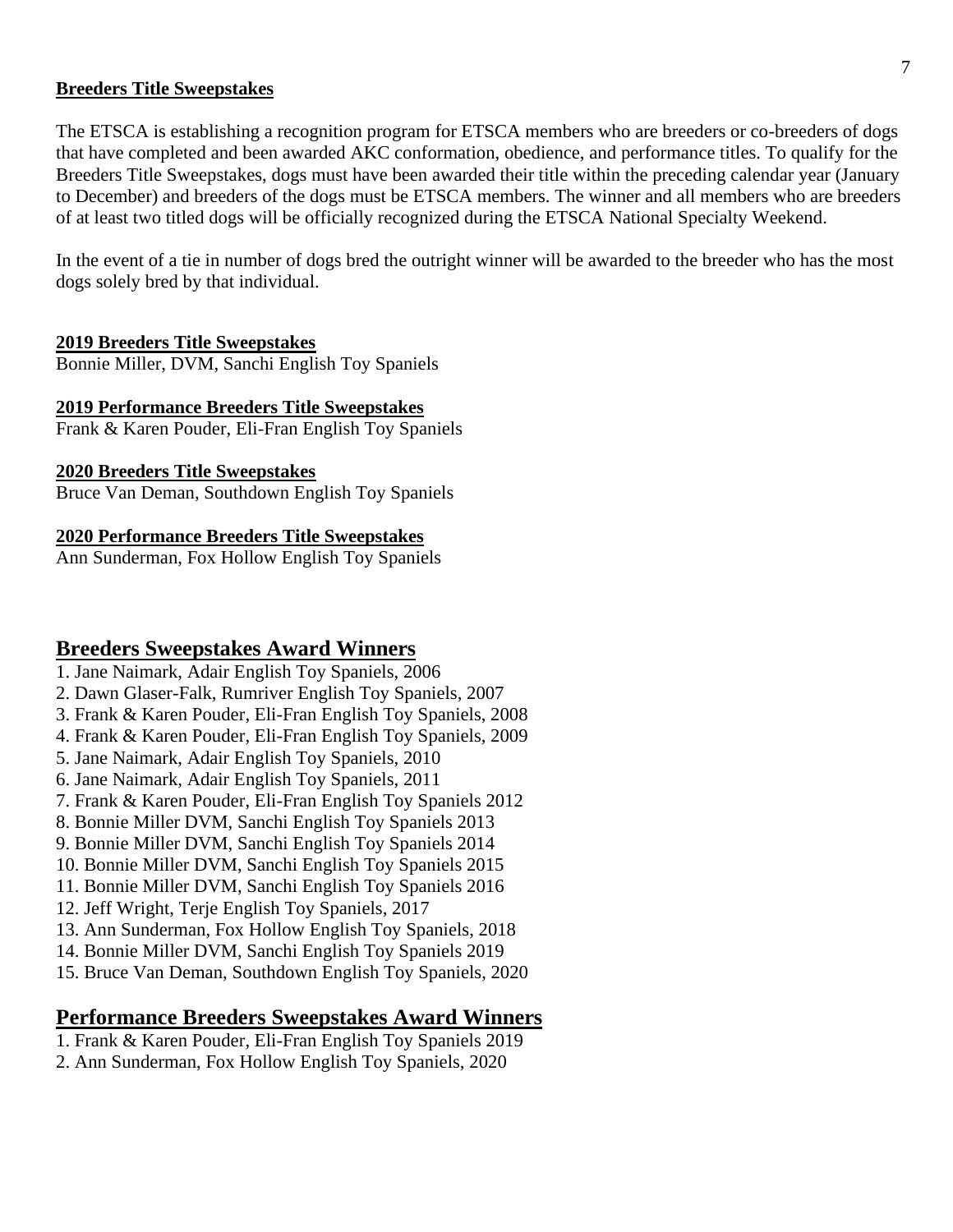## Breeders Title Sweepstakes

The ETSCA is establishing a recognition program for ETSCA members who are breeders or co-breeders of dogs that have completed and been awarded AKC conformation, obedience, and performance titles. To qualify for the Breeders Title Sweepstakes, dogs must have been awarded their title within the preceding calendar year (January to December) and breeders of the dogs must be ETSCA members. The winner and all members who are breeders of at least two titled dogs will be officially recognized during the ETSCA National Specialty Weekend.

In the event of a tie in number of dogs bred the outright winner will be awarded to the breeder who has the most dogs solely bred by that individual.

### 2019 Breeders Title Sweepstakes

Bonnie Miller, DVM, Sanchi English Toy Spaniels

### 2019 Performance Breeders Title Sweepstakes

Frank & Karen Pouder, Eli-Fran English Toy Spaniels

### 2020 Breeders Title Sweepstakes

Bruce Van Deman, Southdown English Toy Spaniels

### 2020 Performance Breeders Title Sweepstakes

Ann Sunderman, Fox Hollow English Toy Spaniels

## Breeders Sweepstakes Award Winners

1. Jane Naimark, Adair English Toy Spaniels, 2006
2. Dawn Glaser-Falk, Rumriver English Toy Spaniels, 2007
3. Frank & Karen Pouder, Eli-Fran English Toy Spaniels, 2008
4. Frank & Karen Pouder, Eli-Fran English Toy Spaniels, 2009
5. Jane Naimark, Adair English Toy Spaniels, 2010
6. Jane Naimark, Adair English Toy Spaniels, 2011
7. Frank & Karen Pouder, Eli-Fran English Toy Spaniels 2012
8. Bonnie Miller DVM, Sanchi English Toy Spaniels 2013
9. Bonnie Miller DVM, Sanchi English Toy Spaniels 2014
10. Bonnie Miller DVM, Sanchi English Toy Spaniels 2015
11. Bonnie Miller DVM, Sanchi English Toy Spaniels 2016
12. Jeff Wright, Terje English Toy Spaniels, 2017
13. Ann Sunderman, Fox Hollow English Toy Spaniels, 2018
14. Bonnie Miller DVM, Sanchi English Toy Spaniels 2019
15. Bruce Van Deman, Southdown English Toy Spaniels, 2020

## Performance Breeders Sweepstakes Award Winners

1. Frank & Karen Pouder, Eli-Fran English Toy Spaniels 2019
2. Ann Sunderman, Fox Hollow English Toy Spaniels, 2020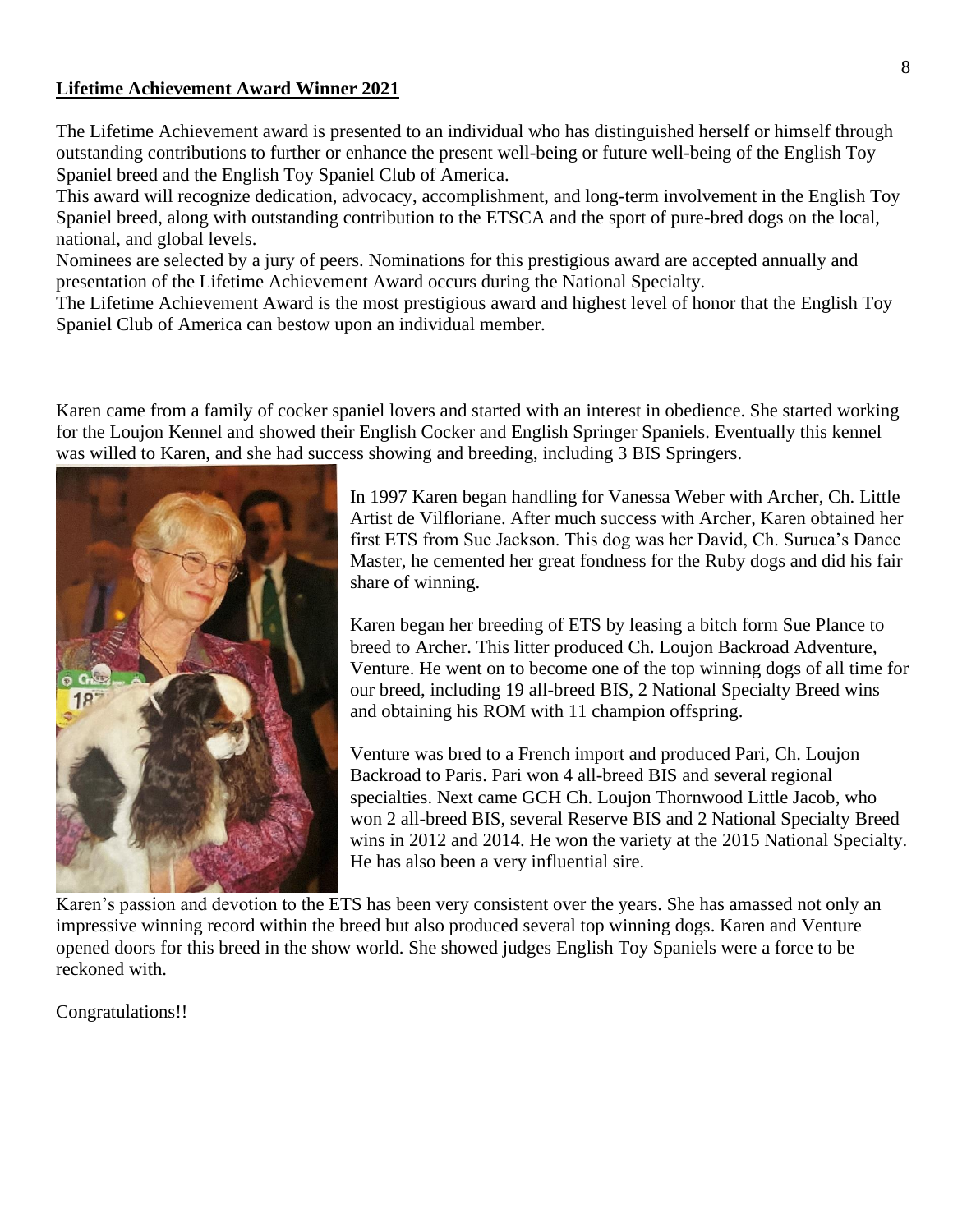**Lifetime Achievement Award Winner 2021**

The Lifetime Achievement award is presented to an individual who has distinguished herself or himself through outstanding contributions to further or enhance the present well-being or future well-being of the English Toy Spaniel breed and the English Toy Spaniel Club of America.

This award will recognize dedication, advocacy, accomplishment, and long-term involvement in the English Toy Spaniel breed, along with outstanding contribution to the ETSCA and the sport of pure-bred dogs on the local, national, and global levels.

Nominees are selected by a jury of peers. Nominations for this prestigious award are accepted annually and presentation of the Lifetime Achievement Award occurs during the National Specialty.

The Lifetime Achievement Award is the most prestigious award and highest level of honor that the English Toy Spaniel Club of America can bestow upon an individual member.

Karen came from a family of cocker spaniel lovers and started with an interest in obedience. She started working for the Loujon Kennel and showed their English Cocker and English Springer Spaniels. Eventually this kennel was willed to Karen, and she had success showing and breeding, including 3 BIS Springers.

In 1997 Karen began handling for Vanessa Weber with Archer, Ch. Little Artist de Vilfloriane. After much success with Archer, Karen obtained her first ETS from Sue Jackson. This dog was her David, Ch. Suruca's Dance Master, he cemented her great fondness for the Ruby dogs and did his fair share of winning.

Karen began her breeding of ETS by leasing a bitch form Sue Plance to breed to Archer. This litter produced Ch. Loujon Backroad Adventure, Venture. He went on to become one of the top winning dogs of all time for our breed, including 19 all-breed BIS, 2 National Specialty Breed wins and obtaining his ROM with 11 champion offspring.

Venture was bred to a French import and produced Pari, Ch. Loujon Backroad to Paris. Pari won 4 all-breed BIS and several regional specialties. Next came GCH Ch. Loujon Thornwood Little Jacob, who won 2 all-breed BIS, several Reserve BIS and 2 National Specialty Breed wins in 2012 and 2014. He won the variety at the 2015 National Specialty. He has also been a very influential sire.

Karen's passion and devotion to the ETS has been very consistent over the years. She has amassed not only an impressive winning record within the breed but also produced several top winning dogs. Karen and Venture opened doors for this breed in the show world. She showed judges English Toy Spaniels were a force to be reckoned with.

Congratulations!!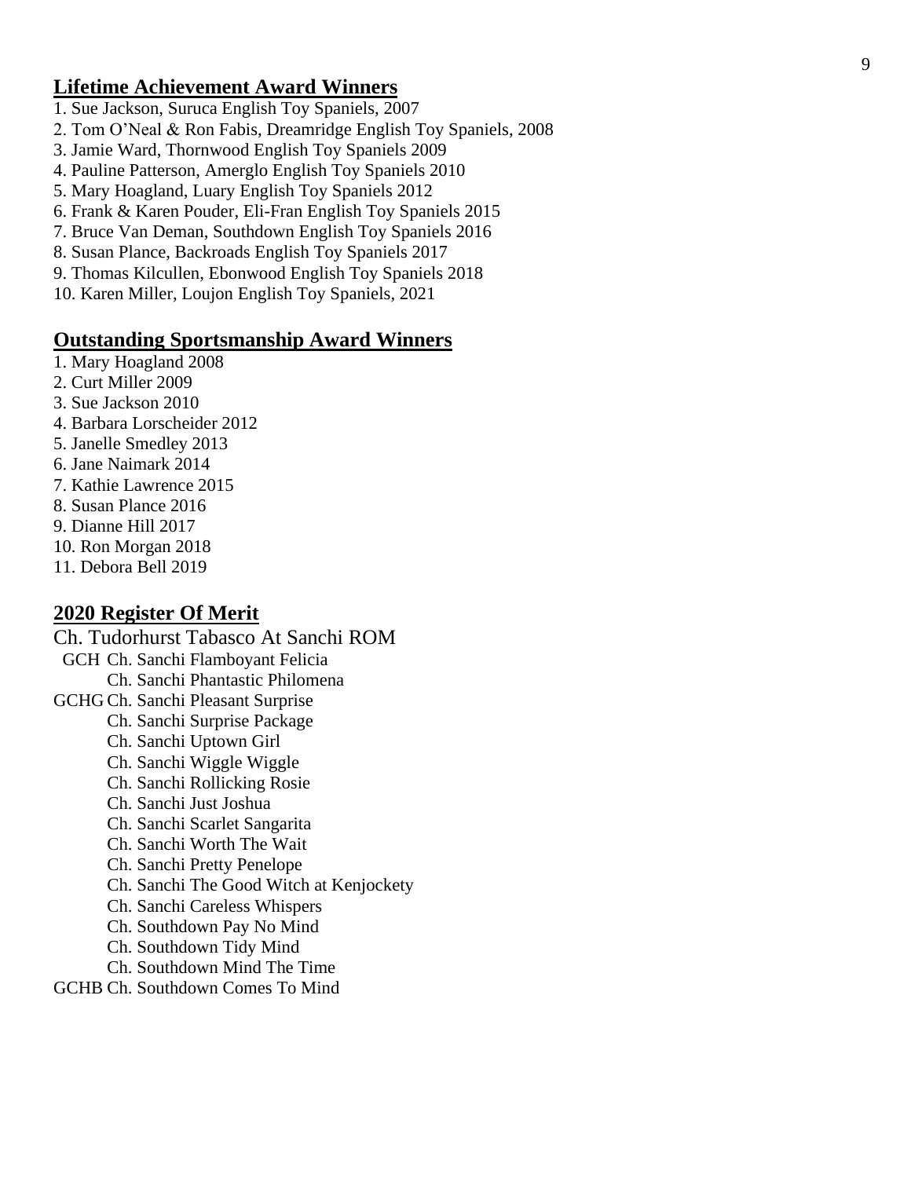## Lifetime Achievement Award Winners

1. Sue Jackson, Suruca English Toy Spaniels, 2007
2. Tom O'Neal & Ron Fabis, Dreamridge English Toy Spaniels, 2008
3. Jamie Ward, Thornwood English Toy Spaniels 2009
4. Pauline Patterson, Amerglo English Toy Spaniels 2010
5. Mary Hoagland, Luary English Toy Spaniels 2012
6. Frank & Karen Pouder, Eli-Fran English Toy Spaniels 2015
7. Bruce Van Deman, Southdown English Toy Spaniels 2016
8. Susan Plance, Backroads English Toy Spaniels 2017
9. Thomas Kilcullen, Ebonwood English Toy Spaniels 2018
10. Karen Miller, Loujon English Toy Spaniels, 2021

## Outstanding Sportsmanship Award Winners

1. Mary Hoagland 2008
2. Curt Miller 2009
3. Sue Jackson 2010
4. Barbara Lorscheider 2012
5. Janelle Smedley 2013
6. Jane Naimark 2014
7. Kathie Lawrence 2015
8. Susan Plance 2016
9. Dianne Hill 2017
10. Ron Morgan 2018
11. Debora Bell 2019

## 2020 Register Of Merit

Ch. Tudorhurst Tabasco At Sanchi ROM

GCH Ch. Sanchi Flamboyant Felicia
Ch. Sanchi Phantastic Philomena
GCHG Ch. Sanchi Pleasant Surprise
Ch. Sanchi Surprise Package
Ch. Sanchi Uptown Girl
Ch. Sanchi Wiggle Wiggle
Ch. Sanchi Rollicking Rosie
Ch. Sanchi Just Joshua
Ch. Sanchi Scarlet Sangarita
Ch. Sanchi Worth The Wait
Ch. Sanchi Pretty Penelope
Ch. Sanchi The Good Witch at Kenjockety
Ch. Sanchi Careless Whispers
Ch. Southdown Pay No Mind
Ch. Southdown Tidy Mind
Ch. Southdown Mind The Time
GCHB Ch. Southdown Comes To Mind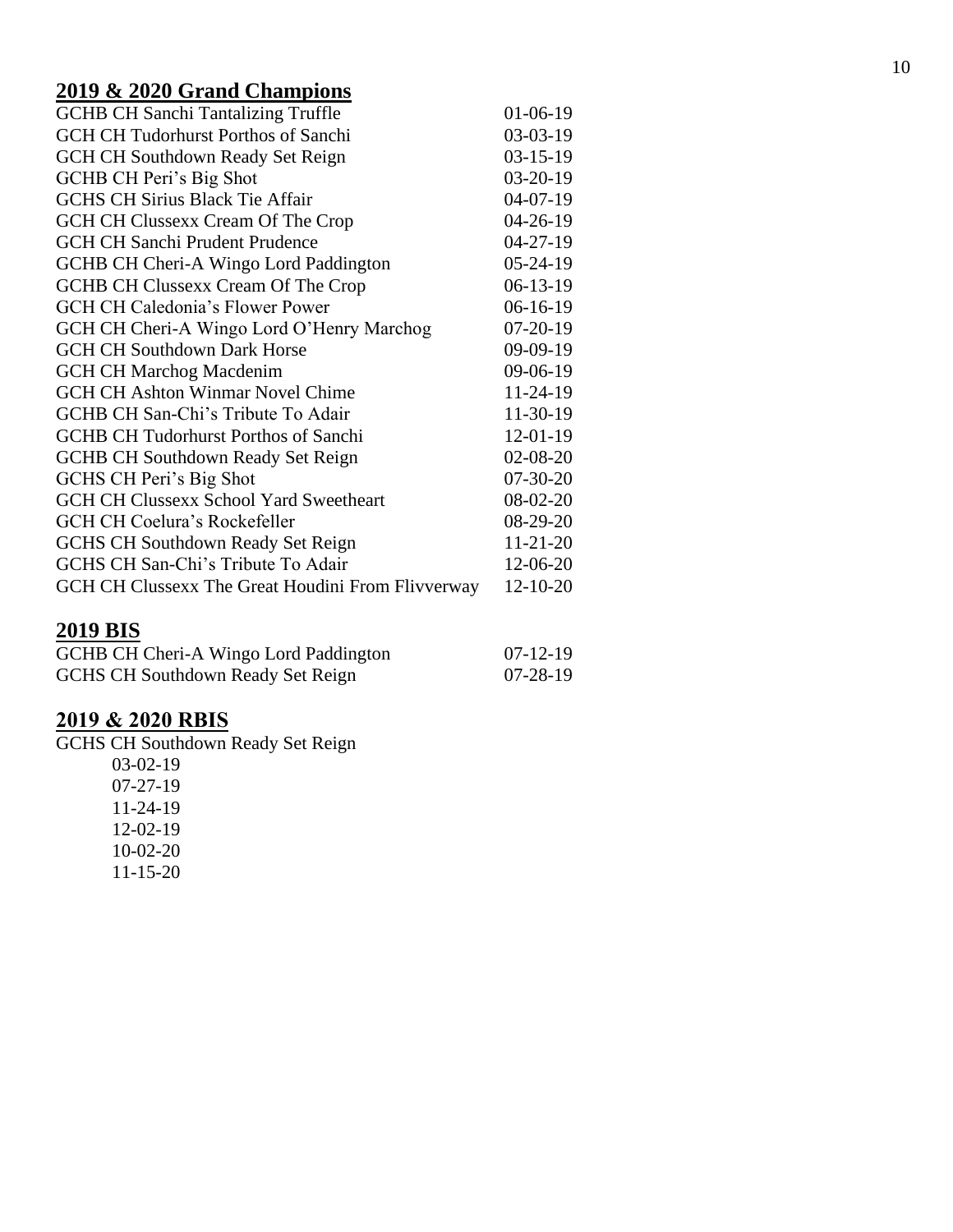## 2019 & 2020 Grand Champions

| | |
|---|---|
| GCHB CH Sanchi Tantalizing Truffle | 01-06-19 |
| GCH CH Tudorhurst Porthos of Sanchi | 03-03-19 |
| GCH CH Southdown Ready Set Reign | 03-15-19 |
| GCHB CH Peri's Big Shot | 03-20-19 |
| GCHS CH Sirius Black Tie Affair | 04-07-19 |
| GCH CH Clussexx Cream Of The Crop | 04-26-19 |
| GCH CH Sanchi Prudent Prudence | 04-27-19 |
| GCHB CH Cheri-A Wingo Lord Paddington | 05-24-19 |
| GCHB CH Clussexx Cream Of The Crop | 06-13-19 |
| GCH CH Caledonia's Flower Power | 06-16-19 |
| GCH CH Cheri-A Wingo Lord O'Henry Marchog | 07-20-19 |
| GCH CH Southdown Dark Horse | 09-09-19 |
| GCH CH Marchog Macdenim | 09-06-19 |
| GCH CH Ashton Winmar Novel Chime | 11-24-19 |
| GCHB CH San-Chi's Tribute To Adair | 11-30-19 |
| GCHB CH Tudorhurst Porthos of Sanchi | 12-01-19 |
| GCHB CH Southdown Ready Set Reign | 02-08-20 |
| GCHS CH Peri's Big Shot | 07-30-20 |
| GCH CH Clussexx School Yard Sweetheart | 08-02-20 |
| GCH CH Coelura's Rockefeller | 08-29-20 |
| GCHS CH Southdown Ready Set Reign | 11-21-20 |
| GCHS CH San-Chi's Tribute To Adair | 12-06-20 |
| GCH CH Clussexx The Great Houdini From Flivverway | 12-10-20 |

## 2019 BIS

| | |
|---|---|
| GCHB CH Cheri-A Wingo Lord Paddington | 07-12-19 |
| GCHS CH Southdown Ready Set Reign | 07-28-19 |

## 2019 & 2020 RBIS

GCHS CH Southdown Ready Set Reign

- 03-02-19
- 07-27-19
- 11-24-19
- 12-02-19
- 10-02-20
- 11-15-20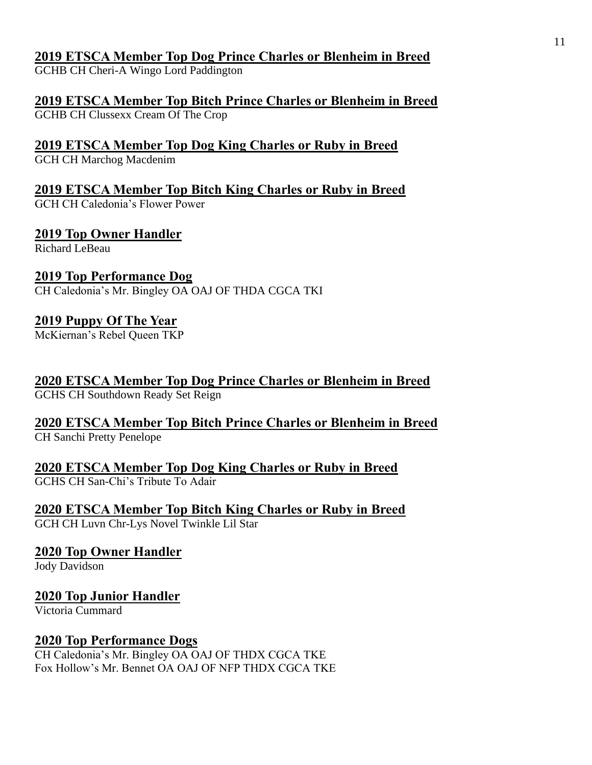### 2019 ETSCA Member Top Dog Prince Charles or Blenheim in Breed

GCHB CH Cheri-A Wingo Lord Paddington

### 2019 ETSCA Member Top Bitch Prince Charles or Blenheim in Breed

GCHB CH Clussexx Cream Of The Crop

### 2019 ETSCA Member Top Dog King Charles or Ruby in Breed

GCH CH Marchog Macdenim

### 2019 ETSCA Member Top Bitch King Charles or Ruby in Breed

GCH CH Caledonia's Flower Power

### 2019 Top Owner Handler

Richard LeBeau

### 2019 Top Performance Dog

CH Caledonia's Mr. Bingley OA OAJ OF THDA CGCA TKI

### 2019 Puppy Of The Year

McKiernan's Rebel Queen TKP

### 2020 ETSCA Member Top Dog Prince Charles or Blenheim in Breed

GCHS CH Southdown Ready Set Reign

### 2020 ETSCA Member Top Bitch Prince Charles or Blenheim in Breed

CH Sanchi Pretty Penelope

### 2020 ETSCA Member Top Dog King Charles or Ruby in Breed

GCHS CH San-Chi's Tribute To Adair

### 2020 ETSCA Member Top Bitch King Charles or Ruby in Breed

GCH CH Luvn Chr-Lys Novel Twinkle Lil Star

### 2020 Top Owner Handler

Jody Davidson

### 2020 Top Junior Handler

Victoria Cummard

### 2020 Top Performance Dogs

CH Caledonia's Mr. Bingley OA OAJ OF THDX CGCA TKE
Fox Hollow's Mr. Bennet OA OAJ OF NFP THDX CGCA TKE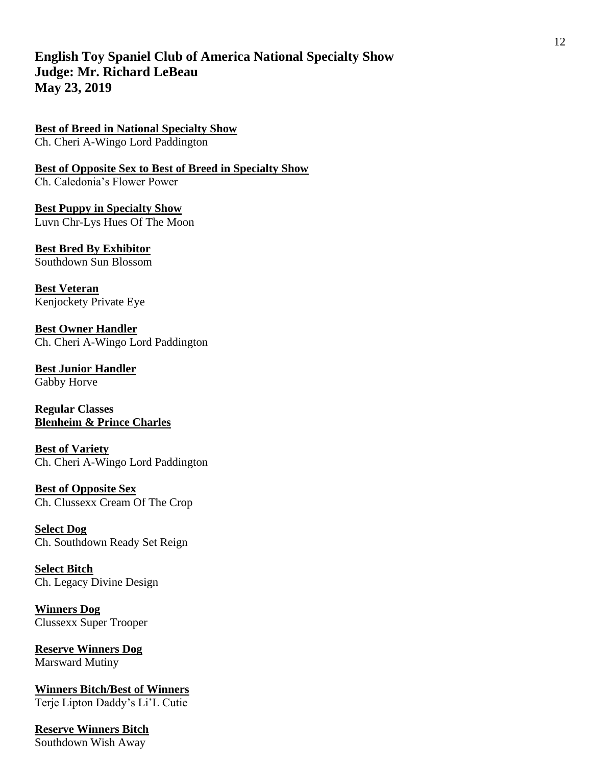## English Toy Spaniel Club of America National Specialty Show
## Judge: Mr. Richard LeBeau
## May 23, 2019

**Best of Breed in National Specialty Show**
Ch. Cheri A-Wingo Lord Paddington

**Best of Opposite Sex to Best of Breed in Specialty Show**
Ch. Caledonia's Flower Power

**Best Puppy in Specialty Show**
Luvn Chr-Lys Hues Of The Moon

**Best Bred By Exhibitor**
Southdown Sun Blossom

**Best Veteran**
Kenjockety Private Eye

**Best Owner Handler**
Ch. Cheri A-Wingo Lord Paddington

**Best Junior Handler**
Gabby Horve

**Regular Classes**
**Blenheim & Prince Charles**

**Best of Variety**
Ch. Cheri A-Wingo Lord Paddington

**Best of Opposite Sex**
Ch. Clussexx Cream Of The Crop

**Select Dog**
Ch. Southdown Ready Set Reign

**Select Bitch**
Ch. Legacy Divine Design

**Winners Dog**
Clussexx Super Trooper

**Reserve Winners Dog**
Marsward Mutiny

**Winners Bitch/Best of Winners**
Terje Lipton Daddy's Li'L Cutie

**Reserve Winners Bitch**
Southdown Wish Away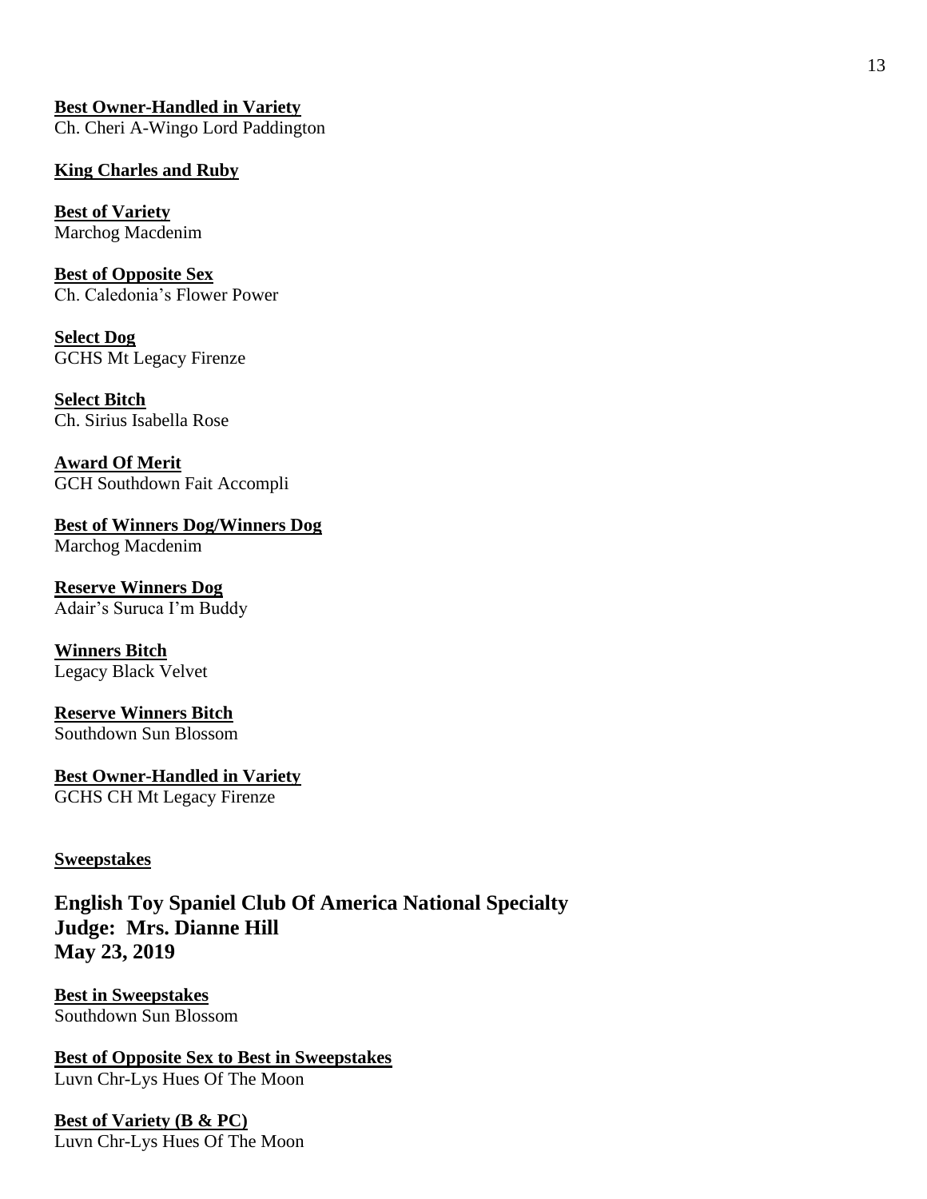**Best Owner-Handled in Variety**
Ch. Cheri A-Wingo Lord Paddington

**King Charles and Ruby**

**Best of Variety**
Marchog Macdenim

**Best of Opposite Sex**
Ch. Caledonia's Flower Power

**Select Dog**
GCHS Mt Legacy Firenze

**Select Bitch**
Ch. Sirius Isabella Rose

**Award Of Merit**
GCH Southdown Fait Accompli

**Best of Winners Dog/Winners Dog**
Marchog Macdenim

**Reserve Winners Dog**
Adair's Suruca I'm Buddy

**Winners Bitch**
Legacy Black Velvet

**Reserve Winners Bitch**
Southdown Sun Blossom

**Best Owner-Handled in Variety**
GCHS CH Mt Legacy Firenze

**Sweepstakes**

## English Toy Spaniel Club Of America National Specialty
## Judge: Mrs. Dianne Hill
## May 23, 2019

**Best in Sweepstakes**
Southdown Sun Blossom

**Best of Opposite Sex to Best in Sweepstakes**
Luvn Chr-Lys Hues Of The Moon

**Best of Variety (B & PC)**
Luvn Chr-Lys Hues Of The Moon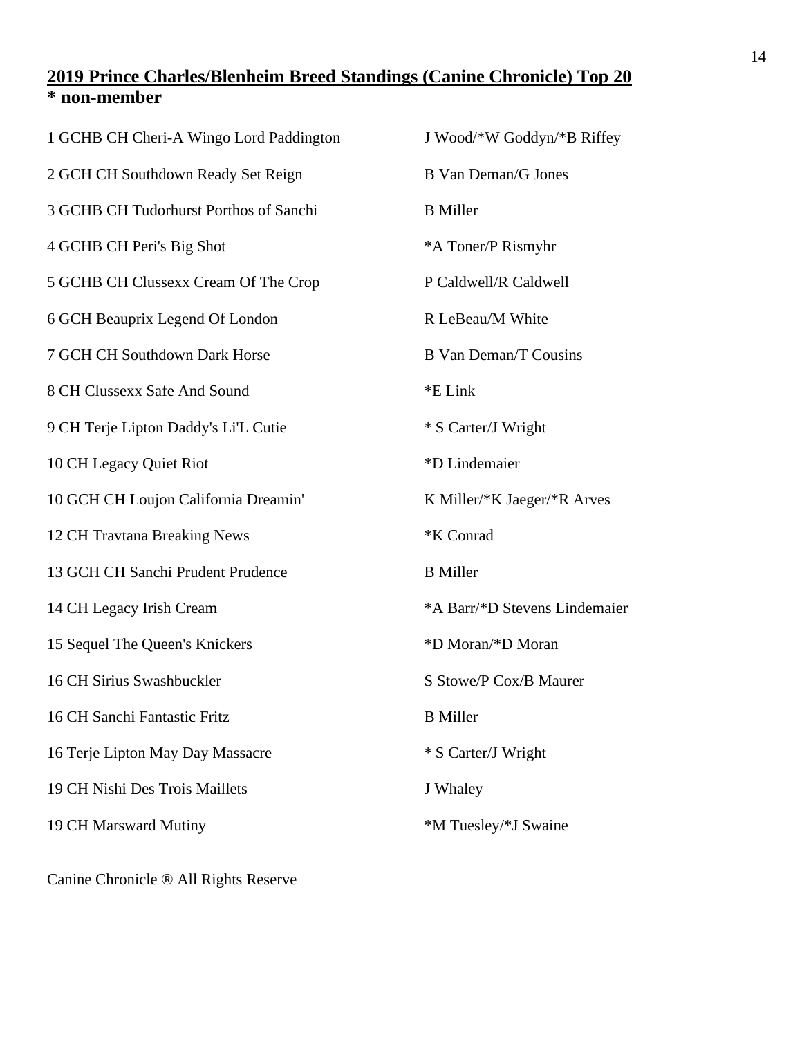## 2019 Prince Charles/Blenheim Breed Standings (Canine Chronicle) Top 20

**\* non-member**

| | |
|---|---|
| 1 GCHB CH Cheri-A Wingo Lord Paddington | J Wood/*W Goddyn/*B Riffey |
| 2 GCH CH Southdown Ready Set Reign | B Van Deman/G Jones |
| 3 GCHB CH Tudorhurst Porthos of Sanchi | B Miller |
| 4 GCHB CH Peri's Big Shot | *A Toner/P Rismyhr |
| 5 GCHB CH Clussexx Cream Of The Crop | P Caldwell/R Caldwell |
| 6 GCH Beauprix Legend Of London | R LeBeau/M White |
| 7 GCH CH Southdown Dark Horse | B Van Deman/T Cousins |
| 8 CH Clussexx Safe And Sound | *E Link |
| 9 CH Terje Lipton Daddy's Li'L Cutie | * S Carter/J Wright |
| 10 CH Legacy Quiet Riot | *D Lindemaier |
| 10 GCH CH Loujon California Dreamin' | K Miller/*K Jaeger/*R Arves |
| 12 CH Travtana Breaking News | *K Conrad |
| 13 GCH CH Sanchi Prudent Prudence | B Miller |
| 14 CH Legacy Irish Cream | *A Barr/*D Stevens Lindemaier |
| 15 Sequel The Queen's Knickers | *D Moran/*D Moran |
| 16 CH Sirius Swashbuckler | S Stowe/P Cox/B Maurer |
| 16 CH Sanchi Fantastic Fritz | B Miller |
| 16 Terje Lipton May Day Massacre | * S Carter/J Wright |
| 19 CH Nishi Des Trois Maillets | J Whaley |
| 19 CH Marsward Mutiny | *M Tuesley/*J Swaine |

Canine Chronicle ® All Rights Reserve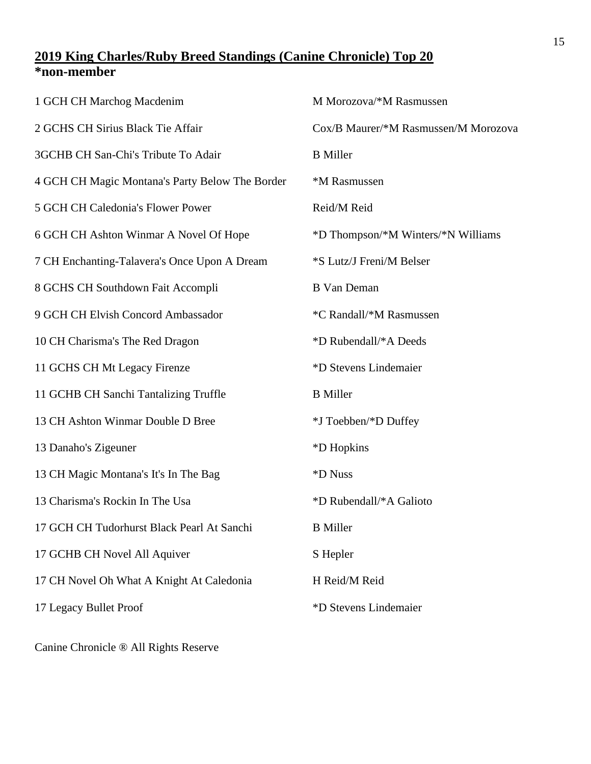## 2019 King Charles/Ruby Breed Standings (Canine Chronicle) Top 20

**\*non-member**

| | |
|---|---|
| 1 GCH CH Marchog Macdenim | M Morozova/*M Rasmussen |
| 2 GCHS CH Sirius Black Tie Affair | Cox/B Maurer/*M Rasmussen/M Morozova |
| 3GCHB CH San-Chi's Tribute To Adair | B Miller |
| 4 GCH CH Magic Montana's Party Below The Border | *M Rasmussen |
| 5 GCH CH Caledonia's Flower Power | Reid/M Reid |
| 6 GCH CH Ashton Winmar A Novel Of Hope | *D Thompson/*M Winters/*N Williams |
| 7 CH Enchanting-Talavera's Once Upon A Dream | *S Lutz/J Freni/M Belser |
| 8 GCHS CH Southdown Fait Accompli | B Van Deman |
| 9 GCH CH Elvish Concord Ambassador | *C Randall/*M Rasmussen |
| 10 CH Charisma's The Red Dragon | *D Rubendall/*A Deeds |
| 11 GCHS CH Mt Legacy Firenze | *D Stevens Lindemaier |
| 11 GCHB CH Sanchi Tantalizing Truffle | B Miller |
| 13 CH Ashton Winmar Double D Bree | *J Toebben/*D Duffey |
| 13 Danaho's Zigeuner | *D Hopkins |
| 13 CH Magic Montana's It's In The Bag | *D Nuss |
| 13 Charisma's Rockin In The Usa | *D Rubendall/*A Galioto |
| 17 GCH CH Tudorhurst Black Pearl At Sanchi | B Miller |
| 17 GCHB CH Novel All Aquiver | S Hepler |
| 17 CH Novel Oh What A Knight At Caledonia | H Reid/M Reid |
| 17 Legacy Bullet Proof | *D Stevens Lindemaier |

Canine Chronicle ® All Rights Reserve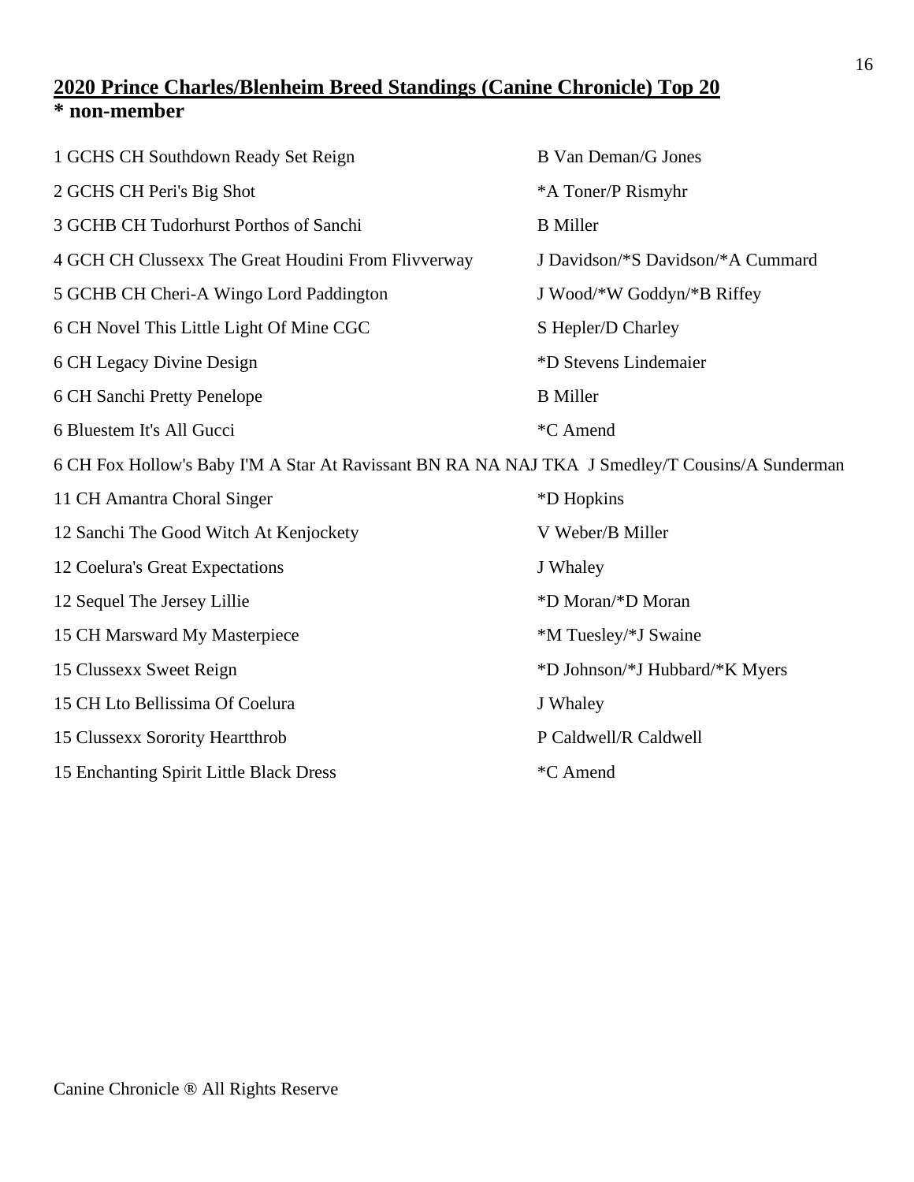## 2020 Prince Charles/Blenheim Breed Standings (Canine Chronicle) Top 20

**\* non-member**

| Rank | Dog | Owner(s) |
|---|---|---|
| 1 | GCHS CH Southdown Ready Set Reign | B Van Deman/G Jones |
| 2 | GCHS CH Peri's Big Shot | *A Toner/P Rismyhr |
| 3 | GCHB CH Tudorhurst Porthos of Sanchi | B Miller |
| 4 | GCH CH Clussexx The Great Houdini From Flivverway | J Davidson/*S Davidson/*A Cummard |
| 5 | GCHB CH Cheri-A Wingo Lord Paddington | J Wood/*W Goddyn/*B Riffey |
| 6 | CH Novel This Little Light Of Mine CGC | S Hepler/D Charley |
| 6 | CH Legacy Divine Design | *D Stevens Lindemaier |
| 6 | CH Sanchi Pretty Penelope | B Miller |
| 6 | Bluestem It's All Gucci | *C Amend |
| 6 | CH Fox Hollow's Baby I'M A Star At Ravissant BN RA NA NAJ TKA | J Smedley/T Cousins/A Sunderman |
| 11 | CH Amantra Choral Singer | *D Hopkins |
| 12 | Sanchi The Good Witch At Kenjockety | V Weber/B Miller |
| 12 | Coelura's Great Expectations | J Whaley |
| 12 | Sequel The Jersey Lillie | *D Moran/*D Moran |
| 15 | CH Marsward My Masterpiece | *M Tuesley/*J Swaine |
| 15 | Clussexx Sweet Reign | *D Johnson/*J Hubbard/*K Myers |
| 15 | CH Lto Bellissima Of Coelura | J Whaley |
| 15 | Clussexx Sorority Heartthrob | P Caldwell/R Caldwell |
| 15 | Enchanting Spirit Little Black Dress | *C Amend |

Canine Chronicle ® All Rights Reserve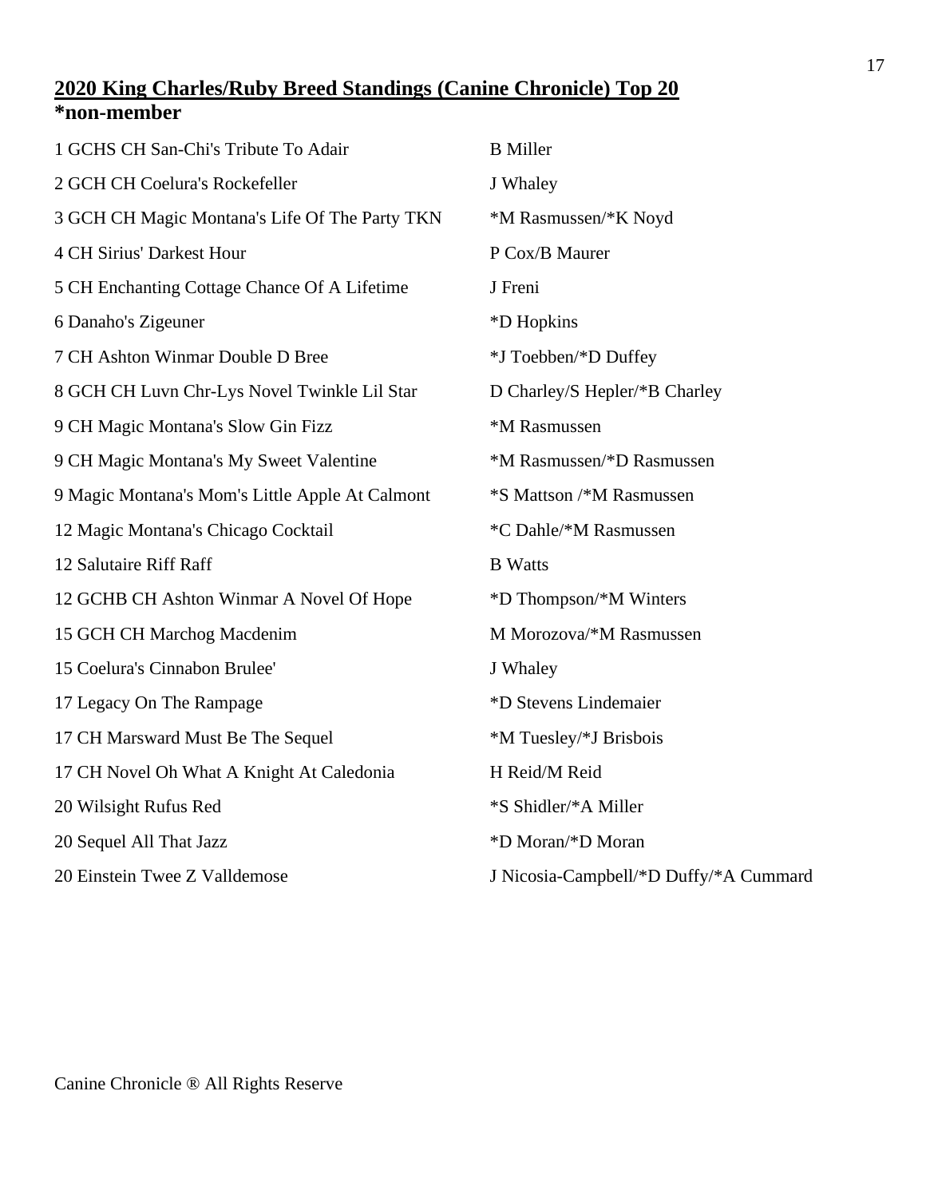## 2020 King Charles/Ruby Breed Standings (Canine Chronicle) Top 20

**\*non-member**

| | |
|---|---|
| 1 GCHS CH San-Chi's Tribute To Adair | B Miller |
| 2 GCH CH Coelura's Rockefeller | J Whaley |
| 3 GCH CH Magic Montana's Life Of The Party TKN | *M Rasmussen/*K Noyd |
| 4 CH Sirius' Darkest Hour | P Cox/B Maurer |
| 5 CH Enchanting Cottage Chance Of A Lifetime | J Freni |
| 6 Danaho's Zigeuner | *D Hopkins |
| 7 CH Ashton Winmar Double D Bree | *J Toebben/*D Duffey |
| 8 GCH CH Luvn Chr-Lys Novel Twinkle Lil Star | D Charley/S Hepler/*B Charley |
| 9 CH Magic Montana's Slow Gin Fizz | *M Rasmussen |
| 9 CH Magic Montana's My Sweet Valentine | *M Rasmussen/*D Rasmussen |
| 9 Magic Montana's Mom's Little Apple At Calmont | *S Mattson /*M Rasmussen |
| 12 Magic Montana's Chicago Cocktail | *C Dahle/*M Rasmussen |
| 12 Salutaire Riff Raff | B Watts |
| 12 GCHB CH Ashton Winmar A Novel Of Hope | *D Thompson/*M Winters |
| 15 GCH CH Marchog Macdenim | M Morozova/*M Rasmussen |
| 15 Coelura's Cinnabon Brulee' | J Whaley |
| 17 Legacy On The Rampage | *D Stevens Lindemaier |
| 17 CH Marsward Must Be The Sequel | *M Tuesley/*J Brisbois |
| 17 CH Novel Oh What A Knight At Caledonia | H Reid/M Reid |
| 20 Wilsight Rufus Red | *S Shidler/*A Miller |
| 20 Sequel All That Jazz | *D Moran/*D Moran |
| 20 Einstein Twee Z Valldemose | J Nicosia-Campbell/*D Duffy/*A Cummard |

Canine Chronicle ® All Rights Reserve